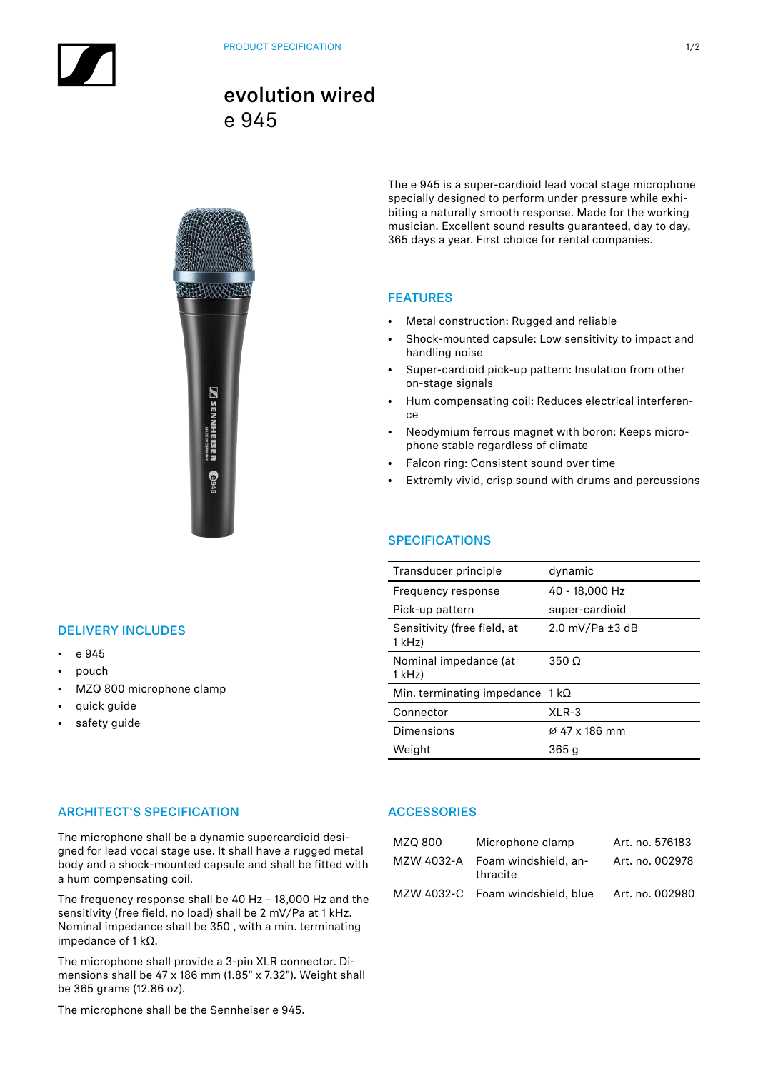PRODUCT SPECIFICATION

# evolution wired
# e 945

The e 945 is a super-cardioid lead vocal stage microphone specially designed to perform under pressure while exhibiting a naturally smooth response. Made for the working musician. Excellent sound results guaranteed, day to day, 365 days a year. First choice for rental companies.

## FEATURES

- Metal construction: Rugged and reliable
- Shock-mounted capsule: Low sensitivity to impact and handling noise
- Super-cardioid pick-up pattern: Insulation from other on-stage signals
- Hum compensating coil: Reduces electrical interference
- Neodymium ferrous magnet with boron: Keeps microphone stable regardless of climate
- Falcon ring: Consistent sound over time
- Extremly vivid, crisp sound with drums and percussions

## DELIVERY INCLUDES

- e 945
- pouch
- MZQ 800 microphone clamp
- quick guide
- safety guide

## SPECIFICATIONS

| | |
|---|---|
| Transducer principle | dynamic |
| Frequency response | 40 - 18,000 Hz |
| Pick-up pattern | super-cardioid |
| Sensitivity (free field, at 1 kHz) | 2.0 mV/Pa ±3 dB |
| Nominal impedance (at 1 kHz) | 350 Ω |
| Min. terminating impedance | 1 kΩ |
| Connector | XLR-3 |
| Dimensions | Ø 47 x 186 mm |
| Weight | 365 g |

## ARCHITECT'S SPECIFICATION

The microphone shall be a dynamic supercardioid designed for lead vocal stage use. It shall have a rugged metal body and a shock-mounted capsule and shall be fitted with a hum compensating coil.

The frequency response shall be 40 Hz – 18,000 Hz and the sensitivity (free field, no load) shall be 2 mV/Pa at 1 kHz. Nominal impedance shall be 350 , with a min. terminating impedance of 1 kΩ.

The microphone shall provide a 3-pin XLR connector. Dimensions shall be 47 x 186 mm (1.85" x 7.32"). Weight shall be 365 grams (12.86 oz).

The microphone shall be the Sennheiser e 945.

## ACCESSORIES

| | | |
|---|---|---|
| MZQ 800 | Microphone clamp | Art. no. 576183 |
| MZW 4032-A | Foam windshield, anthracite | Art. no. 002978 |
| MZW 4032-C | Foam windshield, blue | Art. no. 002980 |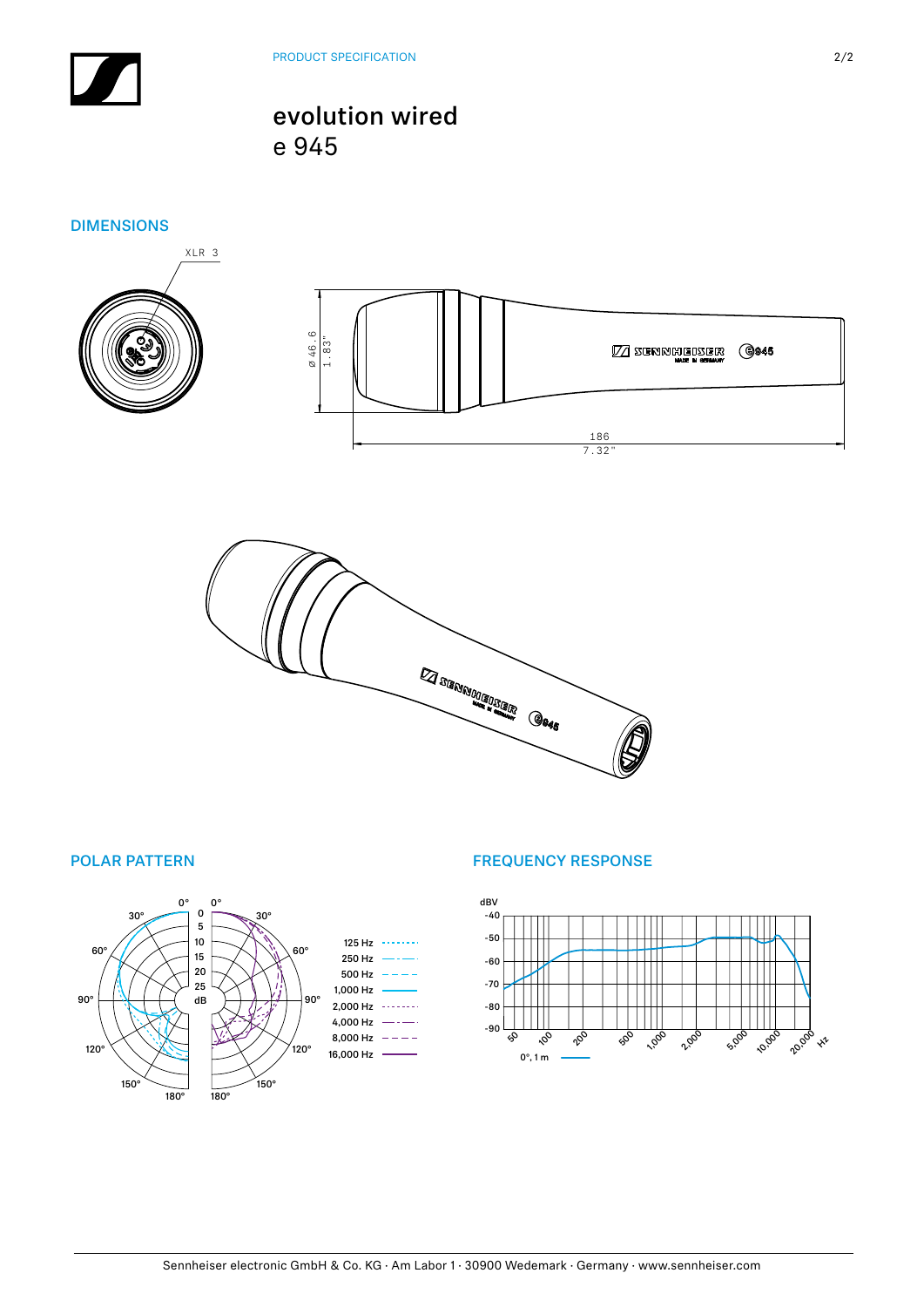# evolution wired
e 945

## DIMENSIONS

XLR 3

Ø 46.6
1.83"

186
7.32"

## POLAR PATTERN

0°
30°
60°
90°
120°
150°
180°

0
5
10
15
20
25
dB

125 Hz
250 Hz
500 Hz
1,000 Hz
2,000 Hz
4,000 Hz
8,000 Hz
16,000 Hz

## FREQUENCY RESPONSE

dBV
-40
-50
-60
-70
-80
-90

50
100
200
500
1,000
2,000
5,000
10,000
20,000
Hz

0°, 1 m

Sennheiser electronic GmbH & Co. KG · Am Labor 1 · 30900 Wedemark · Germany · www.sennheiser.com